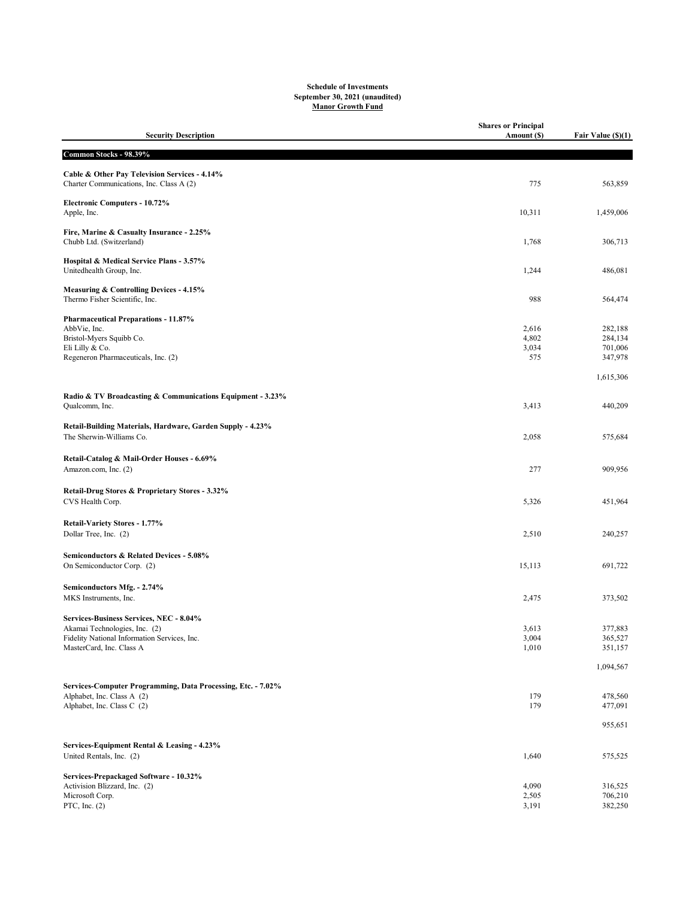**Schedule of Investments**
**September 30, 2021 (unaudited)**
**Manor Growth Fund**

| Security Description | Shares or Principal Amount ($) | Fair Value ($)(1) |
|---|---|---|
| **Common Stocks - 98.39%** | | |
| **Cable & Other Pay Television Services - 4.14%** | | |
| Charter Communications, Inc. Class A (2) | 775 | 563,859 |
| **Electronic Computers - 10.72%** | | |
| Apple, Inc. | 10,311 | 1,459,006 |
| **Fire, Marine & Casualty Insurance - 2.25%** | | |
| Chubb Ltd. (Switzerland) | 1,768 | 306,713 |
| **Hospital & Medical Service Plans - 3.57%** | | |
| Unitedhealth Group, Inc. | 1,244 | 486,081 |
| **Measuring & Controlling Devices - 4.15%** | | |
| Thermo Fisher Scientific, Inc. | 988 | 564,474 |
| **Pharmaceutical Preparations - 11.87%** | | |
| AbbVie, Inc. | 2,616 | 282,188 |
| Bristol-Myers Squibb Co. | 4,802 | 284,134 |
| Eli Lilly & Co. | 3,034 | 701,006 |
| Regeneron Pharmaceuticals, Inc. (2) | 575 | 347,978 |
| | | 1,615,306 |
| **Radio & TV Broadcasting & Communications Equipment - 3.23%** | | |
| Qualcomm, Inc. | 3,413 | 440,209 |
| **Retail-Building Materials, Hardware, Garden Supply - 4.23%** | | |
| The Sherwin-Williams Co. | 2,058 | 575,684 |
| **Retail-Catalog & Mail-Order Houses - 6.69%** | | |
| Amazon.com, Inc. (2) | 277 | 909,956 |
| **Retail-Drug Stores & Proprietary Stores - 3.32%** | | |
| CVS Health Corp. | 5,326 | 451,964 |
| **Retail-Variety Stores - 1.77%** | | |
| Dollar Tree, Inc. (2) | 2,510 | 240,257 |
| **Semiconductors & Related Devices - 5.08%** | | |
| On Semiconductor Corp. (2) | 15,113 | 691,722 |
| **Semiconductors Mfg. - 2.74%** | | |
| MKS Instruments, Inc. | 2,475 | 373,502 |
| **Services-Business Services, NEC - 8.04%** | | |
| Akamai Technologies, Inc. (2) | 3,613 | 377,883 |
| Fidelity National Information Services, Inc. | 3,004 | 365,527 |
| MasterCard, Inc. Class A | 1,010 | 351,157 |
| | | 1,094,567 |
| **Services-Computer Programming, Data Processing, Etc. - 7.02%** | | |
| Alphabet, Inc. Class A (2) | 179 | 478,560 |
| Alphabet, Inc. Class C (2) | 179 | 477,091 |
| | | 955,651 |
| **Services-Equipment Rental & Leasing - 4.23%** | | |
| United Rentals, Inc. (2) | 1,640 | 575,525 |
| **Services-Prepackaged Software - 10.32%** | | |
| Activision Blizzard, Inc. (2) | 4,090 | 316,525 |
| Microsoft Corp. | 2,505 | 706,210 |
| PTC, Inc. (2) | 3,191 | 382,250 |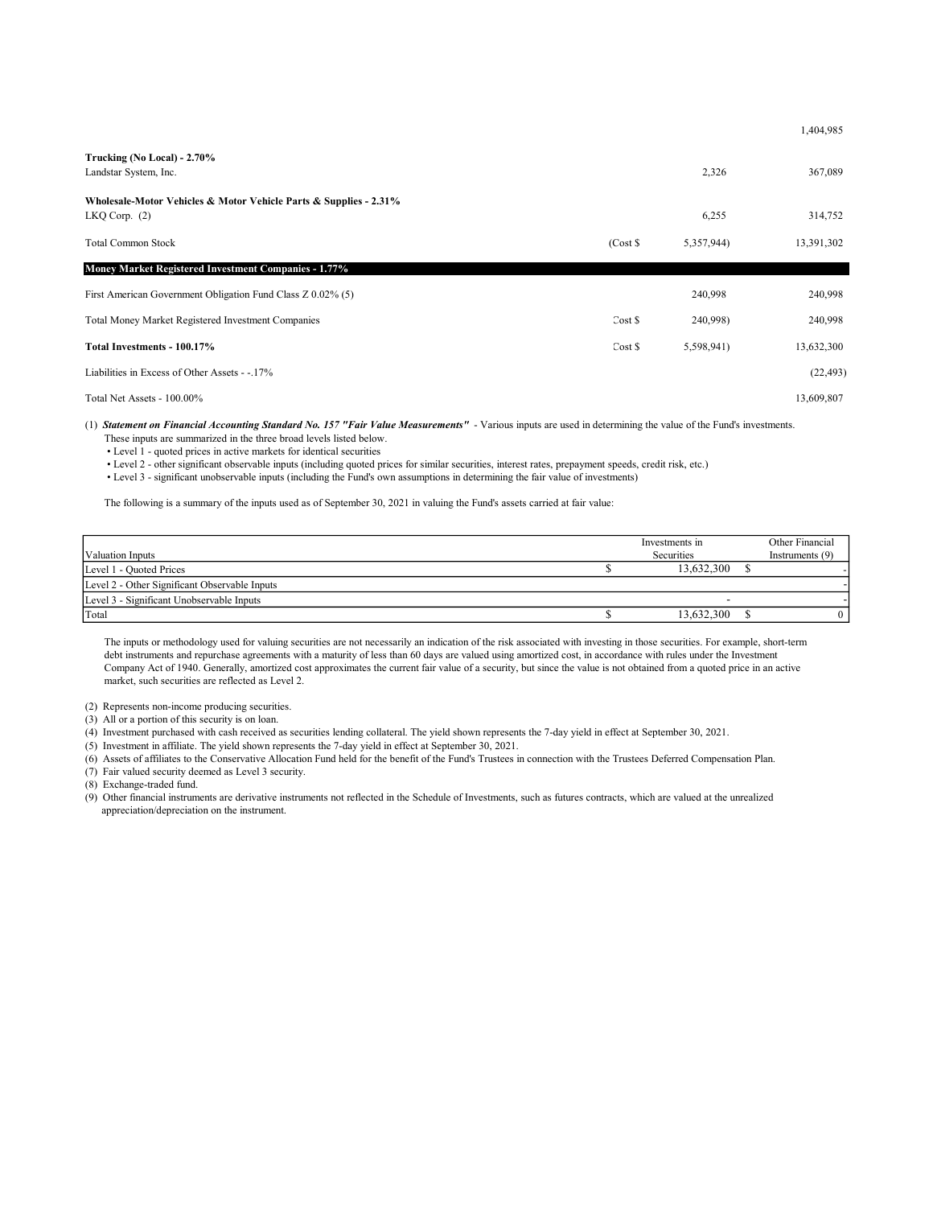| | | | |
|---|---|---|---|
| | | | 1,404,985 |
| **Trucking (No Local) - 2.70%** | | | |
| Landstar System, Inc. | | 2,326 | 367,089 |
| **Wholesale-Motor Vehicles & Motor Vehicle Parts & Supplies - 2.31%** | | | |
| LKQ Corp. (2) | | 6,255 | 314,752 |
| Total Common Stock | (Cost $ | 5,357,944) | 13,391,302 |
| **Money Market Registered Investment Companies - 1.77%** | | | |
| First American Government Obligation Fund Class Z 0.02% (5) | | 240,998 | 240,998 |
| Total Money Market Registered Investment Companies | Cost $ | 240,998) | 240,998 |
| **Total Investments - 100.17%** | Cost $ | 5,598,941) | 13,632,300 |
| Liabilities in Excess of Other Assets - -.17% | | | (22,493) |
| Total Net Assets - 100.00% | | | 13,609,807 |

(1) ***Statement on Financial Accounting Standard No. 157 "Fair Value Measurements"*** - Various inputs are used in determining the value of the Fund's investments. These inputs are summarized in the three broad levels listed below.

- Level 1 - quoted prices in active markets for identical securities
- Level 2 - other significant observable inputs (including quoted prices for similar securities, interest rates, prepayment speeds, credit risk, etc.)
- Level 3 - significant unobservable inputs (including the Fund's own assumptions in determining the fair value of investments)

The following is a summary of the inputs used as of September 30, 2021 in valuing the Fund's assets carried at fair value:

| Valuation Inputs | Investments in Securities | Other Financial Instruments (9) |
|---|---|---|
| Level 1 - Quoted Prices | $ 13,632,300 | $ - |
| Level 2 - Other Significant Observable Inputs | | - |
| Level 3 - Significant Unobservable Inputs | - | - |
| Total | $ 13,632,300 | $ 0 |

The inputs or methodology used for valuing securities are not necessarily an indication of the risk associated with investing in those securities. For example, short-term debt instruments and repurchase agreements with a maturity of less than 60 days are valued using amortized cost, in accordance with rules under the Investment Company Act of 1940. Generally, amortized cost approximates the current fair value of a security, but since the value is not obtained from a quoted price in an active market, such securities are reflected as Level 2.

(2) Represents non-income producing securities.
(3) All or a portion of this security is on loan.
(4) Investment purchased with cash received as securities lending collateral. The yield shown represents the 7-day yield in effect at September 30, 2021.
(5) Investment in affiliate. The yield shown represents the 7-day yield in effect at September 30, 2021.
(6) Assets of affiliates to the Conservative Allocation Fund held for the benefit of the Fund's Trustees in connection with the Trustees Deferred Compensation Plan.
(7) Fair valued security deemed as Level 3 security.
(8) Exchange-traded fund.
(9) Other financial instruments are derivative instruments not reflected in the Schedule of Investments, such as futures contracts, which are valued at the unrealized appreciation/depreciation on the instrument.